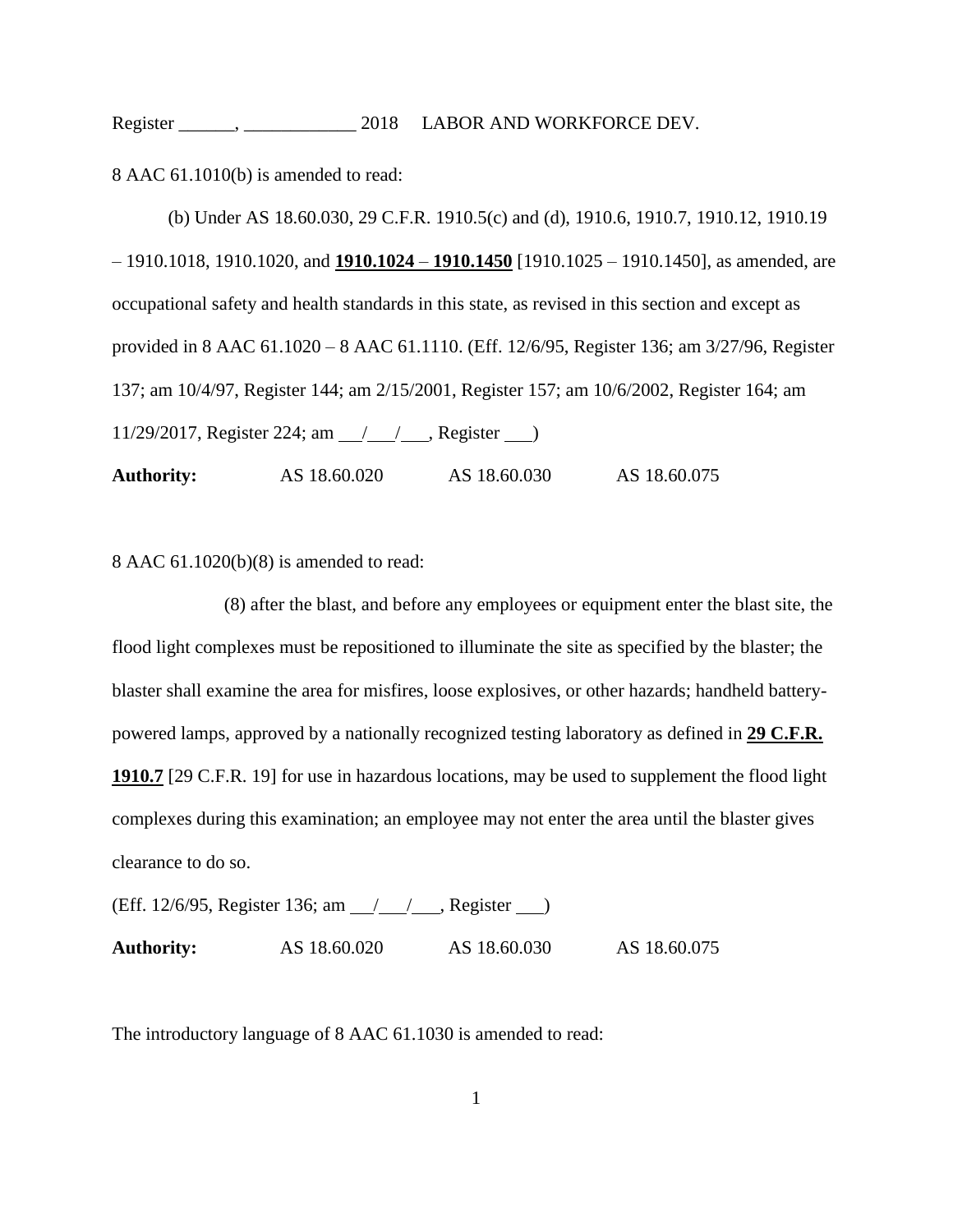8 AAC 61.1010(b) is amended to read:

(b) Under AS 18.60.030, 29 C.F.R. 1910.5(c) and (d), 1910.6, 1910.7, 1910.12, 1910.19 – 1910.1018, 1910.1020, and **1910.1024 – 1910.1450** [1910.1025 – 1910.1450], as amended, are occupational safety and health standards in this state, as revised in this section and except as provided in 8 AAC 61.1020 – 8 AAC 61.1110. (Eff. 12/6/95, Register 136; am 3/27/96, Register 137; am 10/4/97, Register 144; am 2/15/2001, Register 157; am 10/6/2002, Register 164; am 11/29/2017, Register 224; am \_\_/\_\_/\_\_\_, Register \_\_\_)

**Authority:** AS 18.60.020 AS 18.60.030 AS 18.60.075

8 AAC 61.1020(b)(8) is amended to read:

(8) after the blast, and before any employees or equipment enter the blast site, the flood light complexes must be repositioned to illuminate the site as specified by the blaster; the blaster shall examine the area for misfires, loose explosives, or other hazards; handheld battery-powered lamps, approved by a nationally recognized testing laboratory as defined in **29 C.F.R. 1910.7** [29 C.F.R. 19] for use in hazardous locations, may be used to supplement the flood light complexes during this examination; an employee may not enter the area until the blaster gives clearance to do so.

(Eff. 12/6/95, Register 136; am \_\_/\_\_/\_\_\_, Register \_\_\_)

**Authority:** AS 18.60.020 AS 18.60.030 AS 18.60.075

The introductory language of 8 AAC 61.1030 is amended to read: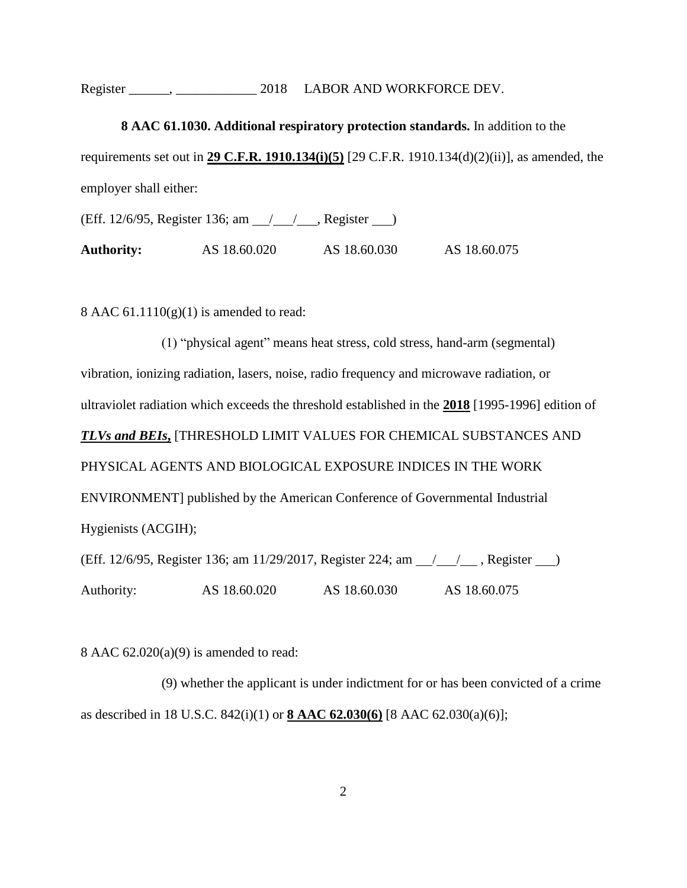**8 AAC 61.1030. Additional respiratory protection standards.** In addition to the requirements set out in **<u>29 C.F.R. 1910.134(i)(5)</u>** [29 C.F.R. 1910.134(d)(2)(ii)], as amended, the employer shall either:

(Eff. 12/6/95, Register 136; am \_\_/\_\_/\_\_, Register \_\_)

**Authority:** AS 18.60.020 AS 18.60.030 AS 18.60.075

8 AAC 61.1110(g)(1) is amended to read:

(1) "physical agent" means heat stress, cold stress, hand-arm (segmental) vibration, ionizing radiation, lasers, noise, radio frequency and microwave radiation, or ultraviolet radiation which exceeds the threshold established in the **<u>2018</u>** [1995-1996] edition of ***<u>TLVs and BEIs,</u>*** [THRESHOLD LIMIT VALUES FOR CHEMICAL SUBSTANCES AND PHYSICAL AGENTS AND BIOLOGICAL EXPOSURE INDICES IN THE WORK ENVIRONMENT] published by the American Conference of Governmental Industrial Hygienists (ACGIH);

(Eff. 12/6/95, Register 136; am 11/29/2017, Register 224; am \_\_/\_\_/\_\_ , Register \_\_)

Authority: AS 18.60.020 AS 18.60.030 AS 18.60.075

8 AAC 62.020(a)(9) is amended to read:

(9) whether the applicant is under indictment for or has been convicted of a crime as described in 18 U.S.C. 842(i)(1) or **<u>8 AAC 62.030(6)</u>** [8 AAC 62.030(a)(6)];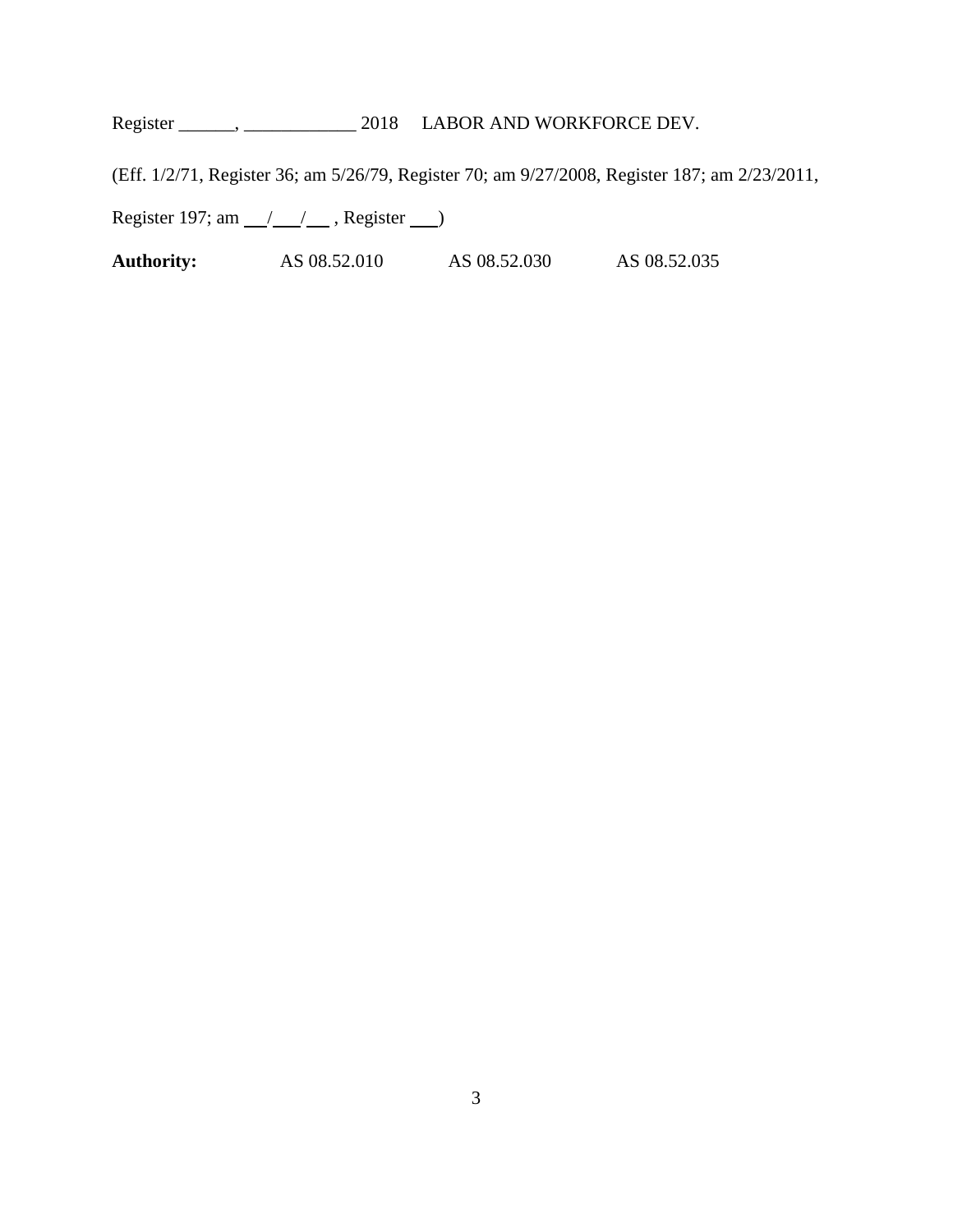(Eff. 1/2/71, Register 36; am 5/26/79, Register 70; am 9/27/2008, Register 187; am 2/23/2011, Register 197; am \_\_/\_\_\_/\_\_ , Register \_\_\_)

**Authority:** AS 08.52.010 AS 08.52.030 AS 08.52.035